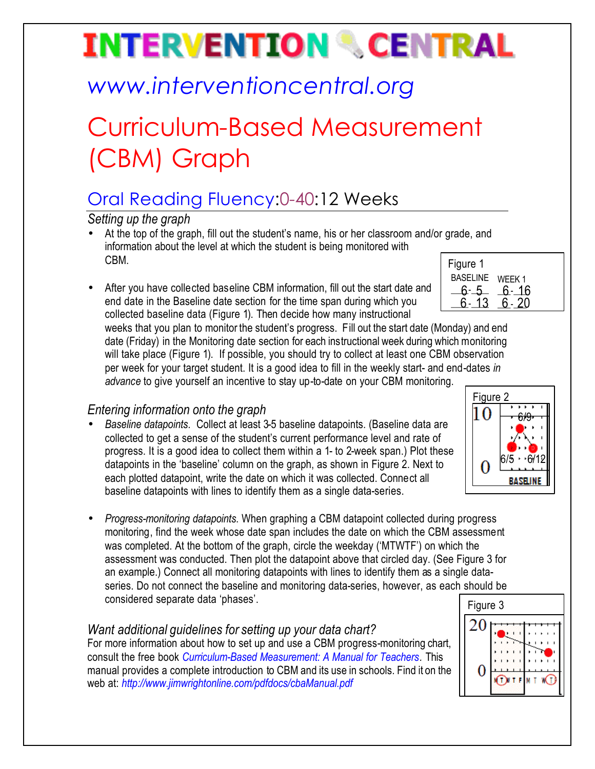# INTERVENTION CENTRAL

www.interventioncentral.org

# Curriculum-Based Measurement (CBM) Graph

## Oral Reading Fluency:0-40:12 Weeks

### *Setting up the graph*

- At the top of the graph, fill out the student's name, his or her classroom and/or grade, and information about the level at which the student is being monitored with CBM.
- After you have collected baseline CBM information, fill out the start date and end date in the Baseline date section for the time span during which you collected baseline data (Figure 1). Then decide how many instructional weeks that you plan to monitor the student's progress. Fill out the start date (Monday) and end date (Friday) in the Monitoring date section for each instructional week during which monitoring will take place (Figure 1). If possible, you should try to collect at least one CBM observation per week for your target student. It is a good idea to fill in the weekly start- and end-dates *in advance* to give yourself an incentive to stay up-to-date on your CBM monitoring.

Figure 1

| BASELINE | WEEK 1 |
|---|---|
| 6-5 | 6-16 |
| 6-13 | 6-20 |

### *Entering information onto the graph*

- *Baseline datapoints.* Collect at least 3-5 baseline datapoints. (Baseline data are collected to get a sense of the student's current performance level and rate of progress. It is a good idea to collect them within a 1- to 2-week span.) Plot these datapoints in the 'baseline' column on the graph, as shown in Figure 2. Next to each plotted datapoint, write the date on which it was collected. Connect all baseline datapoints with lines to identify them as a single data-series.

Figure 2

- *Progress-monitoring datapoints.* When graphing a CBM datapoint collected during progress monitoring, find the week whose date span includes the date on which the CBM assessment was completed. At the bottom of the graph, circle the weekday ('MTWTF') on which the assessment was conducted. Then plot the datapoint above that circled day. (See Figure 3 for an example.) Connect all monitoring datapoints with lines to identify them as a single data-series. Do not connect the baseline and monitoring data-series, however, as each should be considered separate data 'phases'.

Figure 3

### *Want additional guidelines for setting up your data chart?*

For more information about how to set up and use a CBM progress-monitoring chart, consult the free book *Curriculum-Based Measurement: A Manual for Teachers*. This manual provides a complete introduction to CBM and its use in schools. Find it on the web at: *http://www.jimwrightonline.com/pdfdocs/cbaManual.pdf*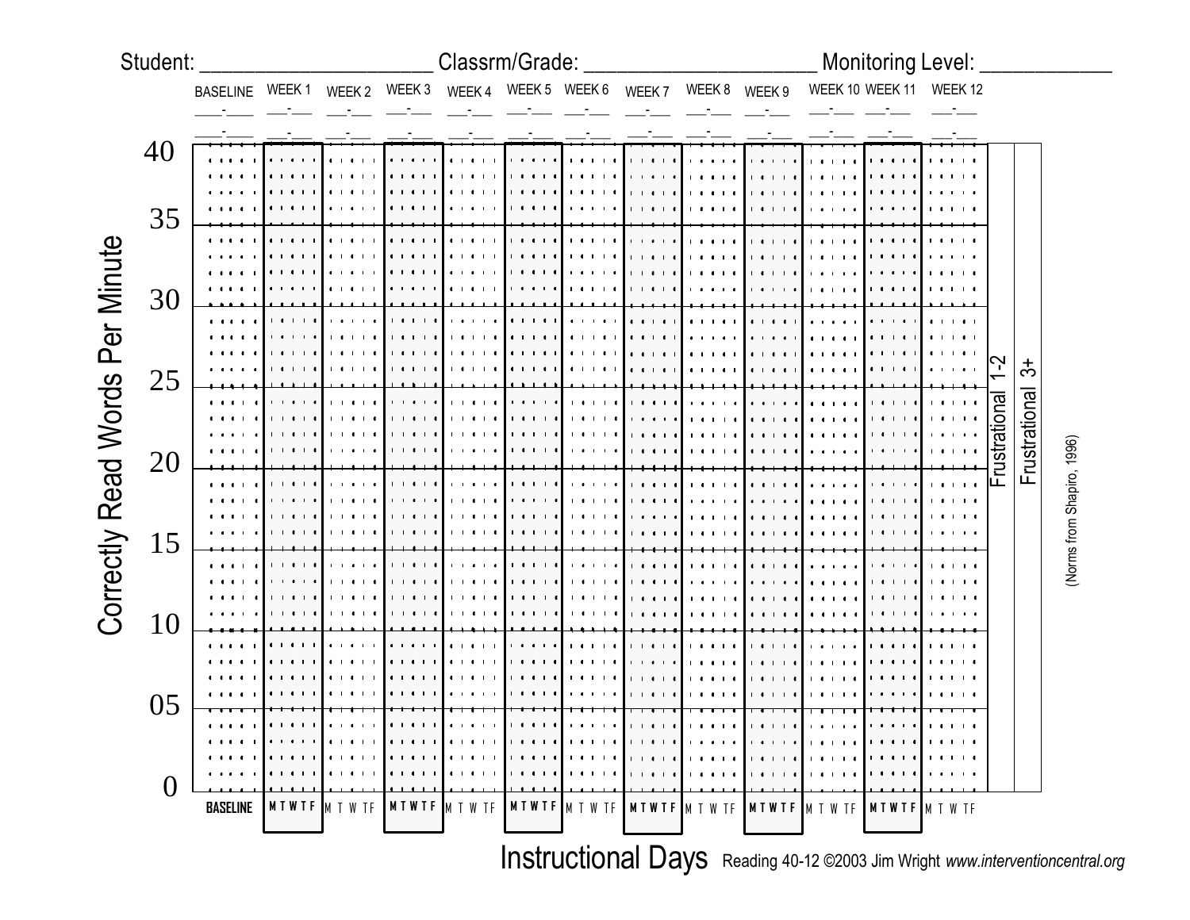Student: ______________________ Classrm/Grade: ______________________ Monitoring Level: ____________

BASELINE WEEK 1 WEEK 2 WEEK 3 WEEK 4 WEEK 5 WEEK 6 WEEK 7 WEEK 8 WEEK 9 WEEK 10 WEEK 11 WEEK 12

___-___ ___-___ ___-___ ___-___ ___-___ ___-___ ___-___ ___-___ ___-___ ___-___ ___-___ ___-___ ___-___

___-___ ___-___ ___-___ ___-___ ___-___ ___-___ ___-___ ___-___ ___-___ ___-___ ___-___ ___-___ ___-___

Correctly Read Words Per Minute

40

35

30

25

20

15

10

05

0

BASELINE M T W T F M T W T F M T W T F M T W T F M T W T F M T W T F M T W T F M T W T F M T W T F M T W T F M T W T F M T W T F M T W T F

Frustrational 1-2

Frustrational 3+

(Norms from Shapiro, 1996)

Instructional Days

Reading 40-12 ©2003 Jim Wright *www.interventioncentral.org*